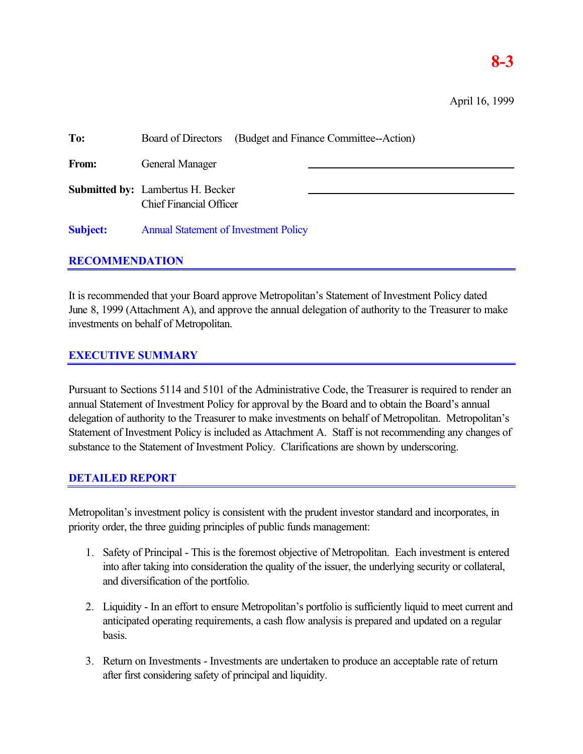**8-3**

April 16, 1999

**To:** Board of Directors (Budget and Finance Committee--Action)

**From:** General Manager

**Submitted by:** Lambertus H. Becker
Chief Financial Officer

**Subject:** Annual Statement of Investment Policy

## RECOMMENDATION

It is recommended that your Board approve Metropolitan's Statement of Investment Policy dated June 8, 1999 (Attachment A), and approve the annual delegation of authority to the Treasurer to make investments on behalf of Metropolitan.

## EXECUTIVE SUMMARY

Pursuant to Sections 5114 and 5101 of the Administrative Code, the Treasurer is required to render an annual Statement of Investment Policy for approval by the Board and to obtain the Board's annual delegation of authority to the Treasurer to make investments on behalf of Metropolitan. Metropolitan's Statement of Investment Policy is included as Attachment A. Staff is not recommending any changes of substance to the Statement of Investment Policy. Clarifications are shown by underscoring.

## DETAILED REPORT

Metropolitan's investment policy is consistent with the prudent investor standard and incorporates, in priority order, the three guiding principles of public funds management:

1. Safety of Principal - This is the foremost objective of Metropolitan. Each investment is entered into after taking into consideration the quality of the issuer, the underlying security or collateral, and diversification of the portfolio.

2. Liquidity - In an effort to ensure Metropolitan's portfolio is sufficiently liquid to meet current and anticipated operating requirements, a cash flow analysis is prepared and updated on a regular basis.

3. Return on Investments - Investments are undertaken to produce an acceptable rate of return after first considering safety of principal and liquidity.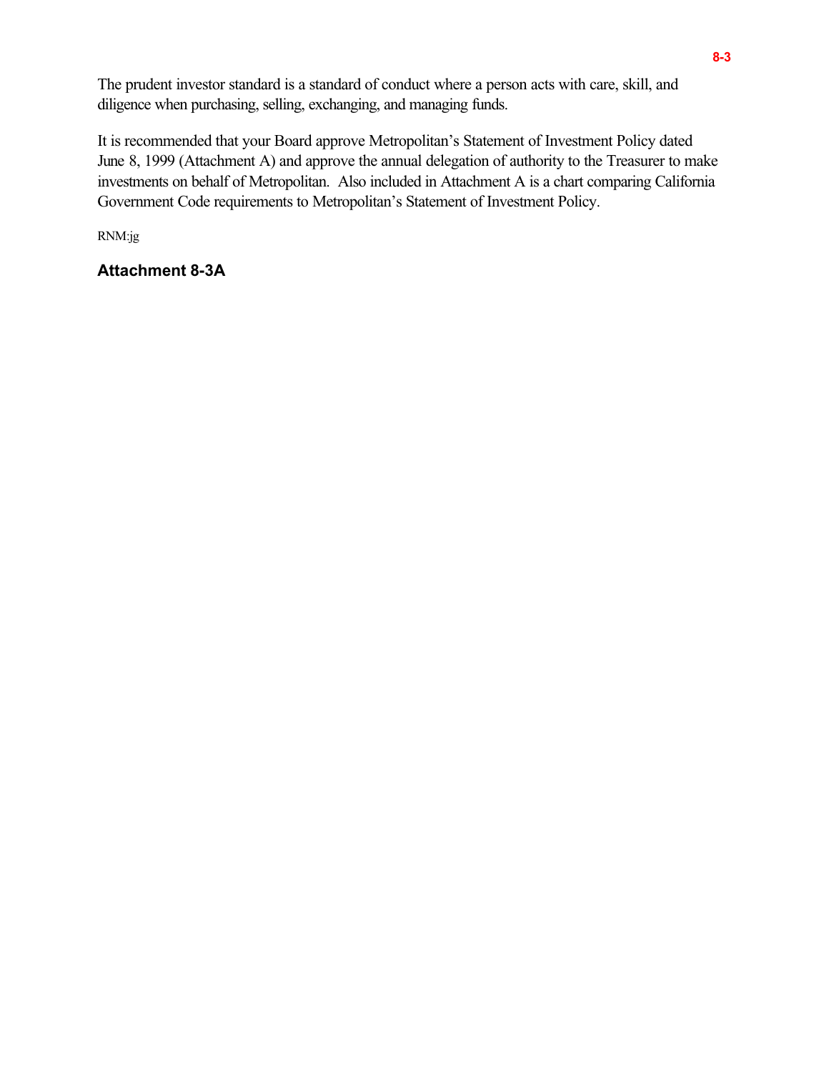The prudent investor standard is a standard of conduct where a person acts with care, skill, and diligence when purchasing, selling, exchanging, and managing funds.

It is recommended that your Board approve Metropolitan's Statement of Investment Policy dated June 8, 1999 (Attachment A) and approve the annual delegation of authority to the Treasurer to make investments on behalf of Metropolitan. Also included in Attachment A is a chart comparing California Government Code requirements to Metropolitan's Statement of Investment Policy.

RNM:jg

**Attachment 8-3A**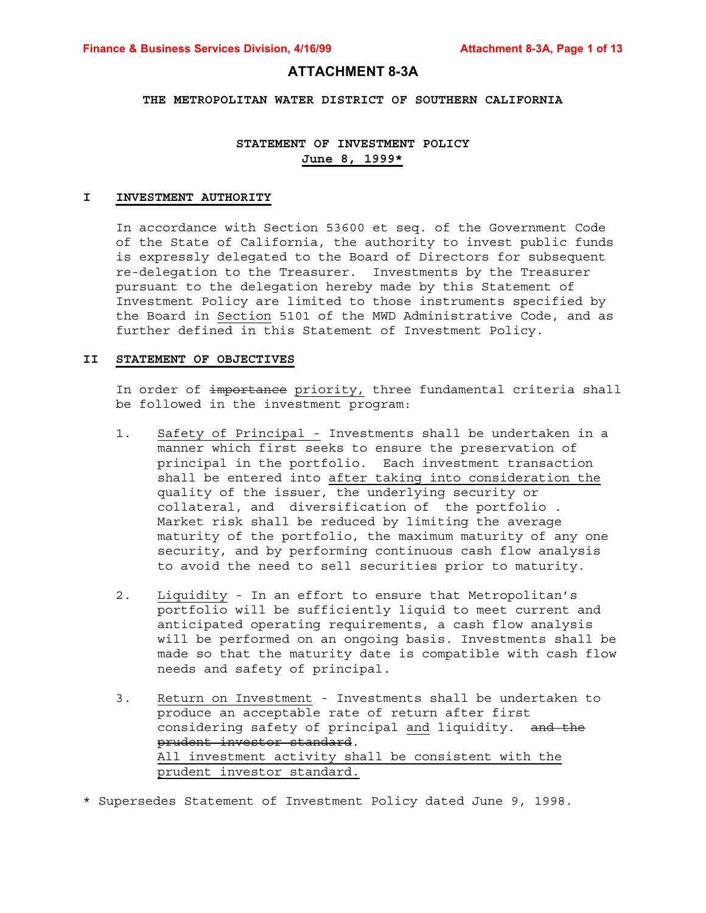# ATTACHMENT 8-3A

**THE METROPOLITAN WATER DISTRICT OF SOUTHERN CALIFORNIA**

**STATEMENT OF INVESTMENT POLICY**
**June 8, 1999***

## I INVESTMENT AUTHORITY

In accordance with Section 53600 et seq. of the Government Code of the State of California, the authority to invest public funds is expressly delegated to the Board of Directors for subsequent re-delegation to the Treasurer. Investments by the Treasurer pursuant to the delegation hereby made by this Statement of Investment Policy are limited to those instruments specified by the Board in Section 5101 of the MWD Administrative Code, and as further defined in this Statement of Investment Policy.

## II STATEMENT OF OBJECTIVES

In order of ~~importance~~ priority, three fundamental criteria shall be followed in the investment program:

1. Safety of Principal - Investments shall be undertaken in a manner which first seeks to ensure the preservation of principal in the portfolio. Each investment transaction shall be entered into after taking into consideration the quality of the issuer, the underlying security or collateral, and diversification of the portfolio . Market risk shall be reduced by limiting the average maturity of the portfolio, the maximum maturity of any one security, and by performing continuous cash flow analysis to avoid the need to sell securities prior to maturity.

2. Liquidity - In an effort to ensure that Metropolitan's portfolio will be sufficiently liquid to meet current and anticipated operating requirements, a cash flow analysis will be performed on an ongoing basis. Investments shall be made so that the maturity date is compatible with cash flow needs and safety of principal.

3. Return on Investment - Investments shall be undertaken to produce an acceptable rate of return after first considering safety of principal and liquidity. ~~and the prudent investor standard~~.
   All investment activity shall be consistent with the prudent investor standard.

\* Supersedes Statement of Investment Policy dated June 9, 1998.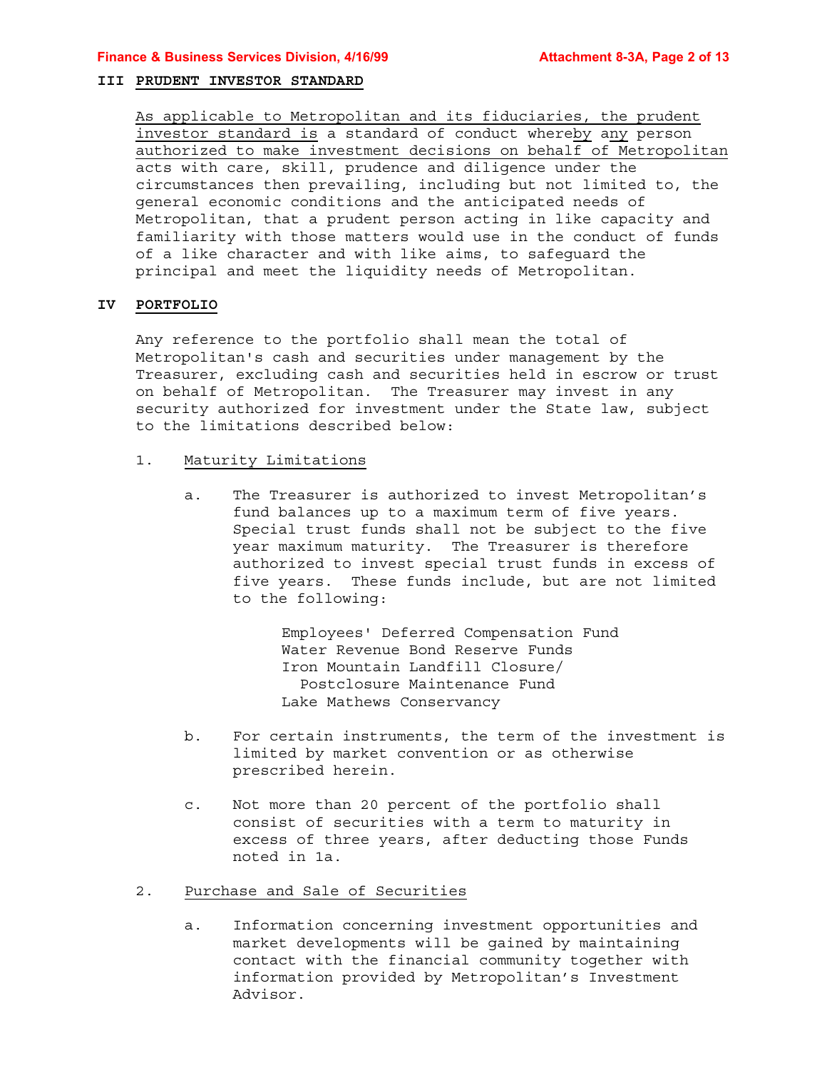## III PRUDENT INVESTOR STANDARD

As applicable to Metropolitan and its fiduciaries, the prudent investor standard is a standard of conduct whereby any person authorized to make investment decisions on behalf of Metropolitan acts with care, skill, prudence and diligence under the circumstances then prevailing, including but not limited to, the general economic conditions and the anticipated needs of Metropolitan, that a prudent person acting in like capacity and familiarity with those matters would use in the conduct of funds of a like character and with like aims, to safeguard the principal and meet the liquidity needs of Metropolitan.

## IV PORTFOLIO

Any reference to the portfolio shall mean the total of Metropolitan's cash and securities under management by the Treasurer, excluding cash and securities held in escrow or trust on behalf of Metropolitan. The Treasurer may invest in any security authorized for investment under the State law, subject to the limitations described below:

1. Maturity Limitations

   a. The Treasurer is authorized to invest Metropolitan's fund balances up to a maximum term of five years. Special trust funds shall not be subject to the five year maximum maturity. The Treasurer is therefore authorized to invest special trust funds in excess of five years. These funds include, but are not limited to the following:

      Employees' Deferred Compensation Fund
      Water Revenue Bond Reserve Funds
      Iron Mountain Landfill Closure/
        Postclosure Maintenance Fund
      Lake Mathews Conservancy

   b. For certain instruments, the term of the investment is limited by market convention or as otherwise prescribed herein.

   c. Not more than 20 percent of the portfolio shall consist of securities with a term to maturity in excess of three years, after deducting those Funds noted in 1a.

2. Purchase and Sale of Securities

   a. Information concerning investment opportunities and market developments will be gained by maintaining contact with the financial community together with information provided by Metropolitan's Investment Advisor.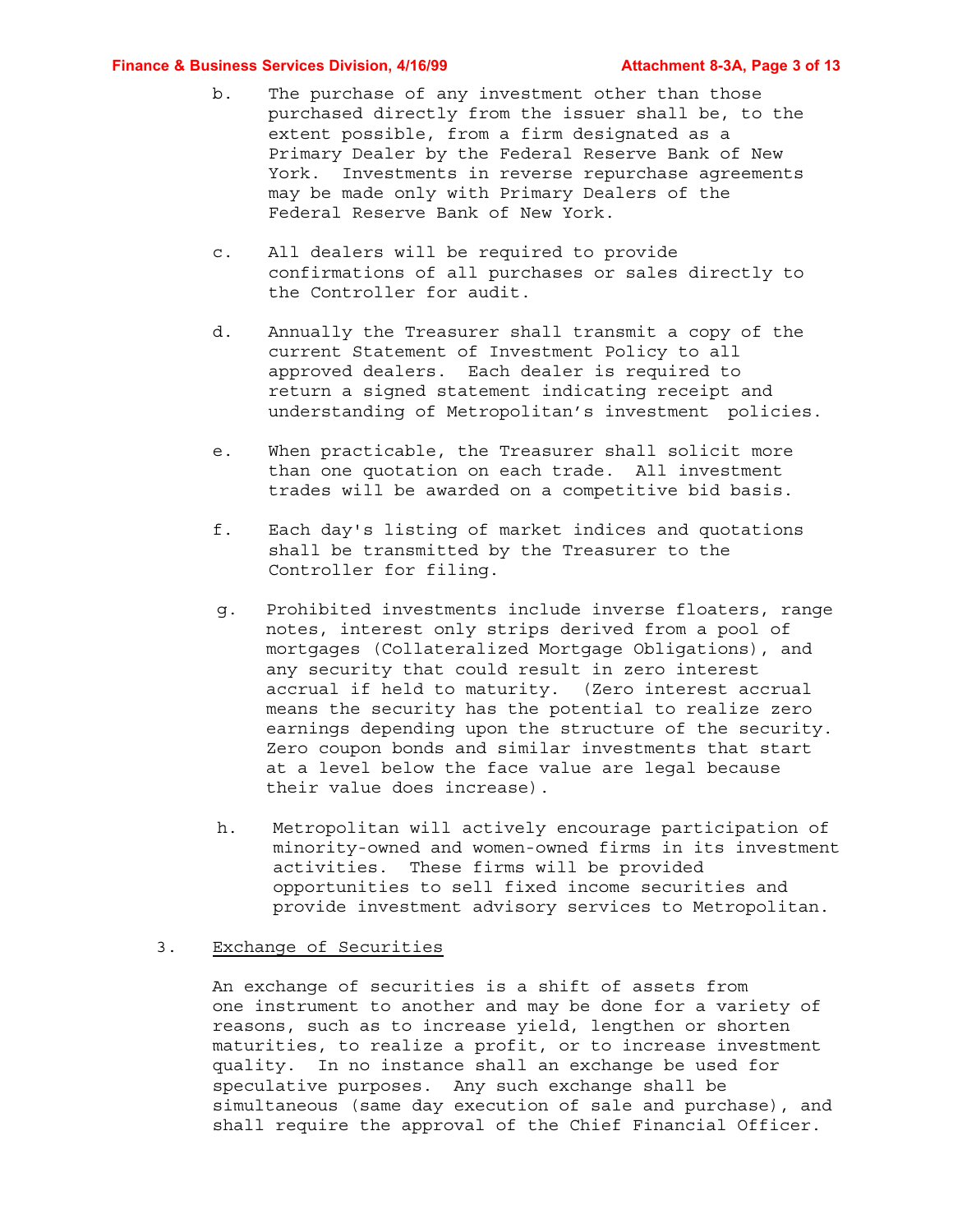b. The purchase of any investment other than those purchased directly from the issuer shall be, to the extent possible, from a firm designated as a Primary Dealer by the Federal Reserve Bank of New York. Investments in reverse repurchase agreements may be made only with Primary Dealers of the Federal Reserve Bank of New York.

c. All dealers will be required to provide confirmations of all purchases or sales directly to the Controller for audit.

d. Annually the Treasurer shall transmit a copy of the current Statement of Investment Policy to all approved dealers. Each dealer is required to return a signed statement indicating receipt and understanding of Metropolitan's investment policies.

e. When practicable, the Treasurer shall solicit more than one quotation on each trade. All investment trades will be awarded on a competitive bid basis.

f. Each day's listing of market indices and quotations shall be transmitted by the Treasurer to the Controller for filing.

g. Prohibited investments include inverse floaters, range notes, interest only strips derived from a pool of mortgages (Collateralized Mortgage Obligations), and any security that could result in zero interest accrual if held to maturity. (Zero interest accrual means the security has the potential to realize zero earnings depending upon the structure of the security. Zero coupon bonds and similar investments that start at a level below the face value are legal because their value does increase).

h. Metropolitan will actively encourage participation of minority-owned and women-owned firms in its investment activities. These firms will be provided opportunities to sell fixed income securities and provide investment advisory services to Metropolitan.

3. Exchange of Securities

An exchange of securities is a shift of assets from one instrument to another and may be done for a variety of reasons, such as to increase yield, lengthen or shorten maturities, to realize a profit, or to increase investment quality. In no instance shall an exchange be used for speculative purposes. Any such exchange shall be simultaneous (same day execution of sale and purchase), and shall require the approval of the Chief Financial Officer.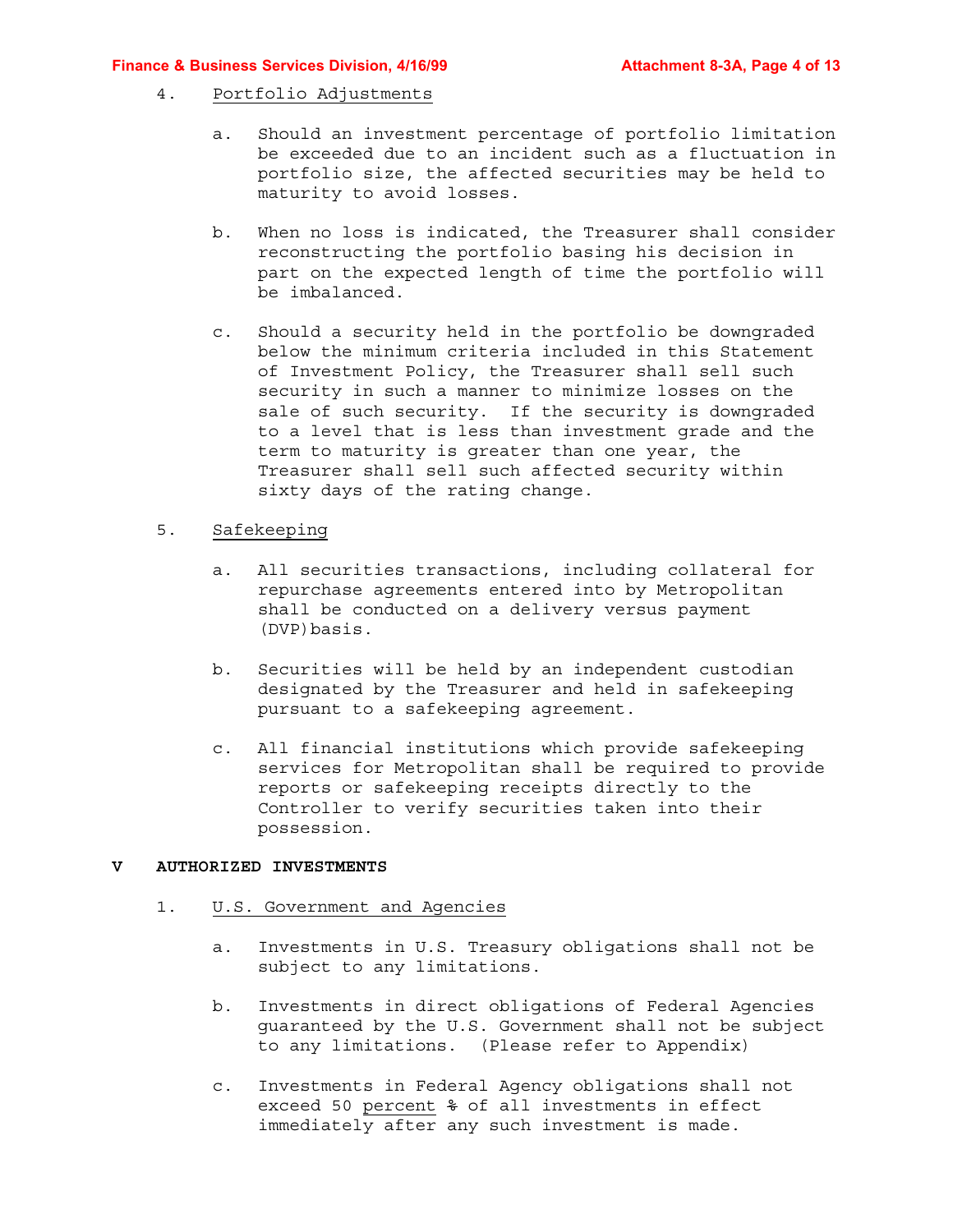4. Portfolio Adjustments

   a. Should an investment percentage of portfolio limitation be exceeded due to an incident such as a fluctuation in portfolio size, the affected securities may be held to maturity to avoid losses.

   b. When no loss is indicated, the Treasurer shall consider reconstructing the portfolio basing his decision in part on the expected length of time the portfolio will be imbalanced.

   c. Should a security held in the portfolio be downgraded below the minimum criteria included in this Statement of Investment Policy, the Treasurer shall sell such security in such a manner to minimize losses on the sale of such security. If the security is downgraded to a level that is less than investment grade and the term to maturity is greater than one year, the Treasurer shall sell such affected security within sixty days of the rating change.

5. Safekeeping

   a. All securities transactions, including collateral for repurchase agreements entered into by Metropolitan shall be conducted on a delivery versus payment (DVP)basis.

   b. Securities will be held by an independent custodian designated by the Treasurer and held in safekeeping pursuant to a safekeeping agreement.

   c. All financial institutions which provide safekeeping services for Metropolitan shall be required to provide reports or safekeeping receipts directly to the Controller to verify securities taken into their possession.

## V AUTHORIZED INVESTMENTS

1. U.S. Government and Agencies

   a. Investments in U.S. Treasury obligations shall not be subject to any limitations.

   b. Investments in direct obligations of Federal Agencies guaranteed by the U.S. Government shall not be subject to any limitations. (Please refer to Appendix)

   c. Investments in Federal Agency obligations shall not exceed 50 percent ~~%~~ of all investments in effect immediately after any such investment is made.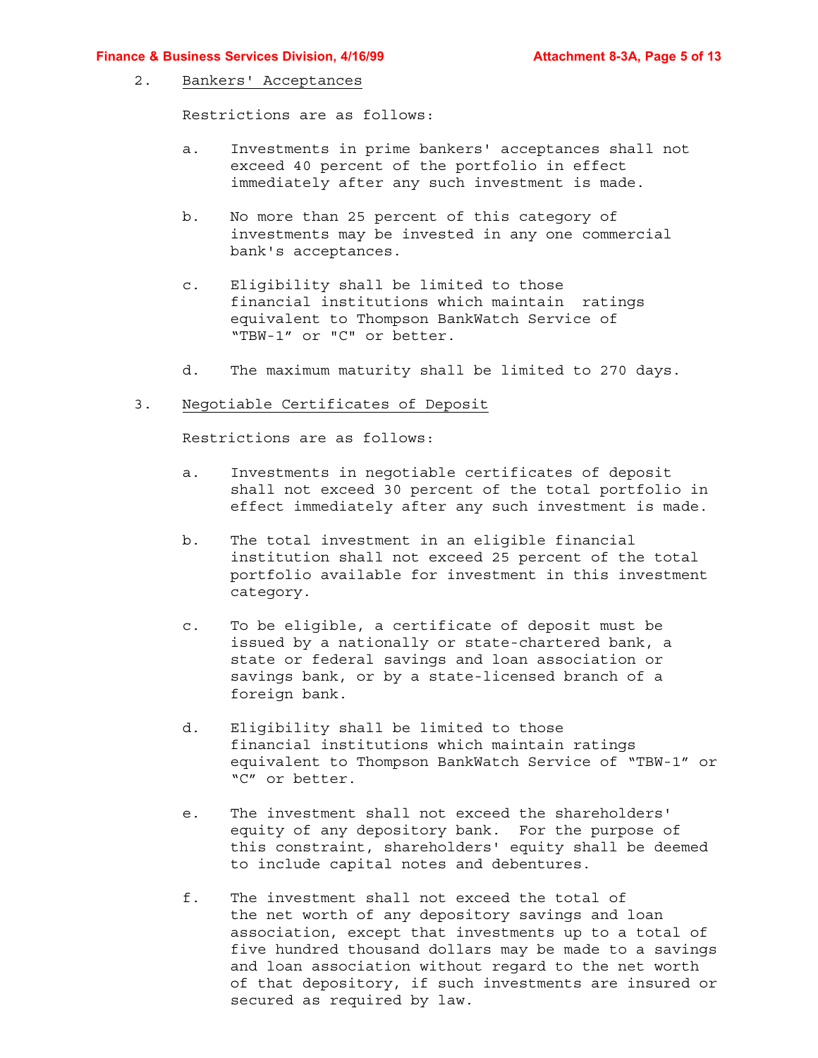2. Bankers' Acceptances

Restrictions are as follows:

a. Investments in prime bankers' acceptances shall not exceed 40 percent of the portfolio in effect immediately after any such investment is made.

b. No more than 25 percent of this category of investments may be invested in any one commercial bank's acceptances.

c. Eligibility shall be limited to those financial institutions which maintain ratings equivalent to Thompson BankWatch Service of "TBW-1" or "C" or better.

d. The maximum maturity shall be limited to 270 days.

3. Negotiable Certificates of Deposit

Restrictions are as follows:

a. Investments in negotiable certificates of deposit shall not exceed 30 percent of the total portfolio in effect immediately after any such investment is made.

b. The total investment in an eligible financial institution shall not exceed 25 percent of the total portfolio available for investment in this investment category.

c. To be eligible, a certificate of deposit must be issued by a nationally or state-chartered bank, a state or federal savings and loan association or savings bank, or by a state-licensed branch of a foreign bank.

d. Eligibility shall be limited to those financial institutions which maintain ratings equivalent to Thompson BankWatch Service of "TBW-1" or "C" or better.

e. The investment shall not exceed the shareholders' equity of any depository bank. For the purpose of this constraint, shareholders' equity shall be deemed to include capital notes and debentures.

f. The investment shall not exceed the total of the net worth of any depository savings and loan association, except that investments up to a total of five hundred thousand dollars may be made to a savings and loan association without regard to the net worth of that depository, if such investments are insured or secured as required by law.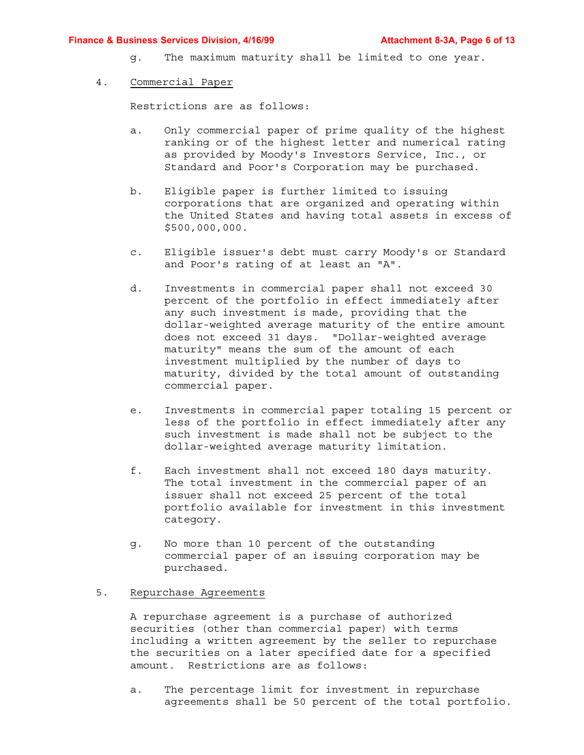g. The maximum maturity shall be limited to one year.

4. <u>Commercial Paper</u>

   Restrictions are as follows:

   a. Only commercial paper of prime quality of the highest ranking or of the highest letter and numerical rating as provided by Moody's Investors Service, Inc., or Standard and Poor's Corporation may be purchased.

   b. Eligible paper is further limited to issuing corporations that are organized and operating within the United States and having total assets in excess of $500,000,000.

   c. Eligible issuer's debt must carry Moody's or Standard and Poor's rating of at least an "A".

   d. Investments in commercial paper shall not exceed 30 percent of the portfolio in effect immediately after any such investment is made, providing that the dollar-weighted average maturity of the entire amount does not exceed 31 days. "Dollar-weighted average maturity" means the sum of the amount of each investment multiplied by the number of days to maturity, divided by the total amount of outstanding commercial paper.

   e. Investments in commercial paper totaling 15 percent or less of the portfolio in effect immediately after any such investment is made shall not be subject to the dollar-weighted average maturity limitation.

   f. Each investment shall not exceed 180 days maturity. The total investment in the commercial paper of an issuer shall not exceed 25 percent of the total portfolio available for investment in this investment category.

   g. No more than 10 percent of the outstanding commercial paper of an issuing corporation may be purchased.

5. <u>Repurchase Agreements</u>

   A repurchase agreement is a purchase of authorized securities (other than commercial paper) with terms including a written agreement by the seller to repurchase the securities on a later specified date for a specified amount. Restrictions are as follows:

   a. The percentage limit for investment in repurchase agreements shall be 50 percent of the total portfolio.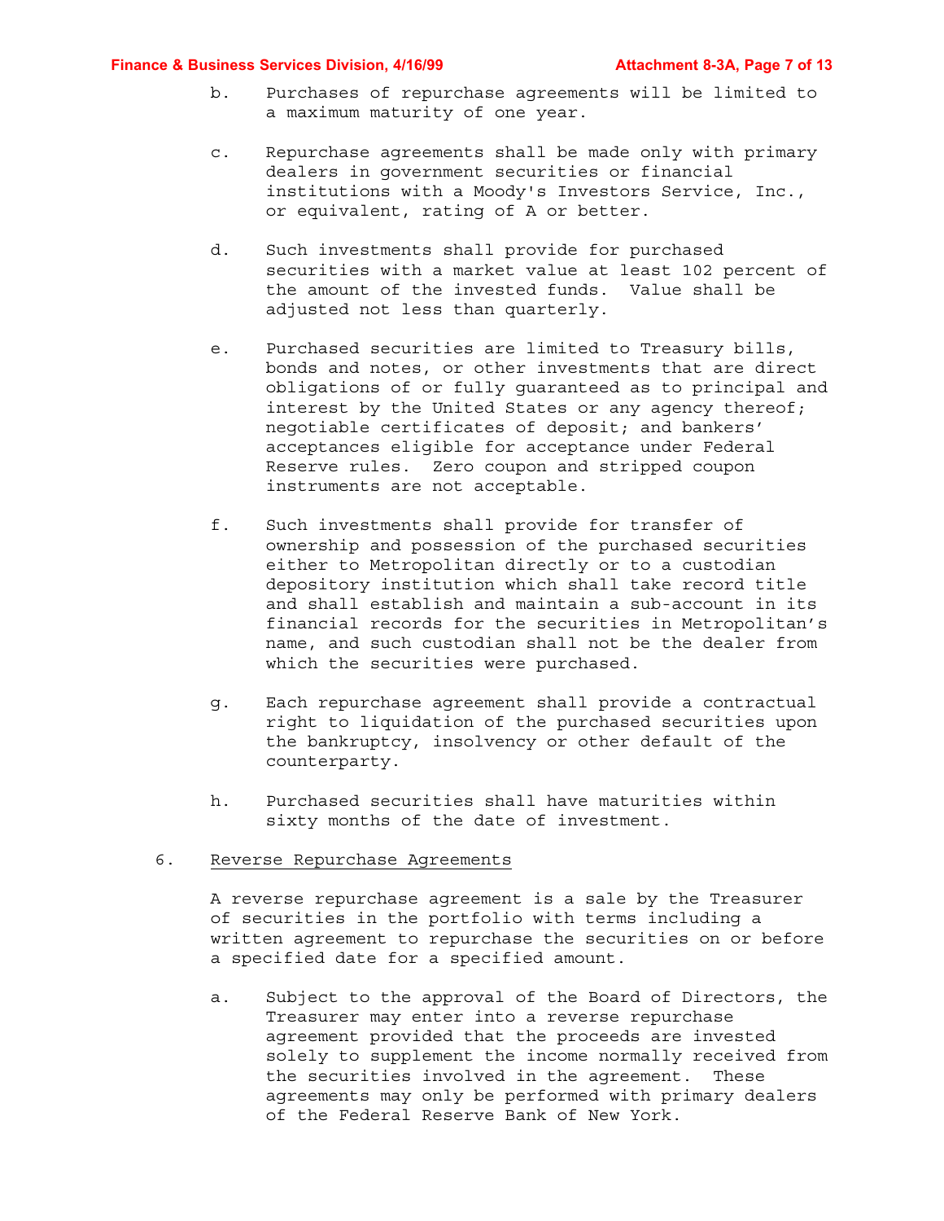b. Purchases of repurchase agreements will be limited to a maximum maturity of one year.

c. Repurchase agreements shall be made only with primary dealers in government securities or financial institutions with a Moody's Investors Service, Inc., or equivalent, rating of A or better.

d. Such investments shall provide for purchased securities with a market value at least 102 percent of the amount of the invested funds. Value shall be adjusted not less than quarterly.

e. Purchased securities are limited to Treasury bills, bonds and notes, or other investments that are direct obligations of or fully guaranteed as to principal and interest by the United States or any agency thereof; negotiable certificates of deposit; and bankers' acceptances eligible for acceptance under Federal Reserve rules. Zero coupon and stripped coupon instruments are not acceptable.

f. Such investments shall provide for transfer of ownership and possession of the purchased securities either to Metropolitan directly or to a custodian depository institution which shall take record title and shall establish and maintain a sub-account in its financial records for the securities in Metropolitan's name, and such custodian shall not be the dealer from which the securities were purchased.

g. Each repurchase agreement shall provide a contractual right to liquidation of the purchased securities upon the bankruptcy, insolvency or other default of the counterparty.

h. Purchased securities shall have maturities within sixty months of the date of investment.

6. Reverse Repurchase Agreements

A reverse repurchase agreement is a sale by the Treasurer of securities in the portfolio with terms including a written agreement to repurchase the securities on or before a specified date for a specified amount.

a. Subject to the approval of the Board of Directors, the Treasurer may enter into a reverse repurchase agreement provided that the proceeds are invested solely to supplement the income normally received from the securities involved in the agreement. These agreements may only be performed with primary dealers of the Federal Reserve Bank of New York.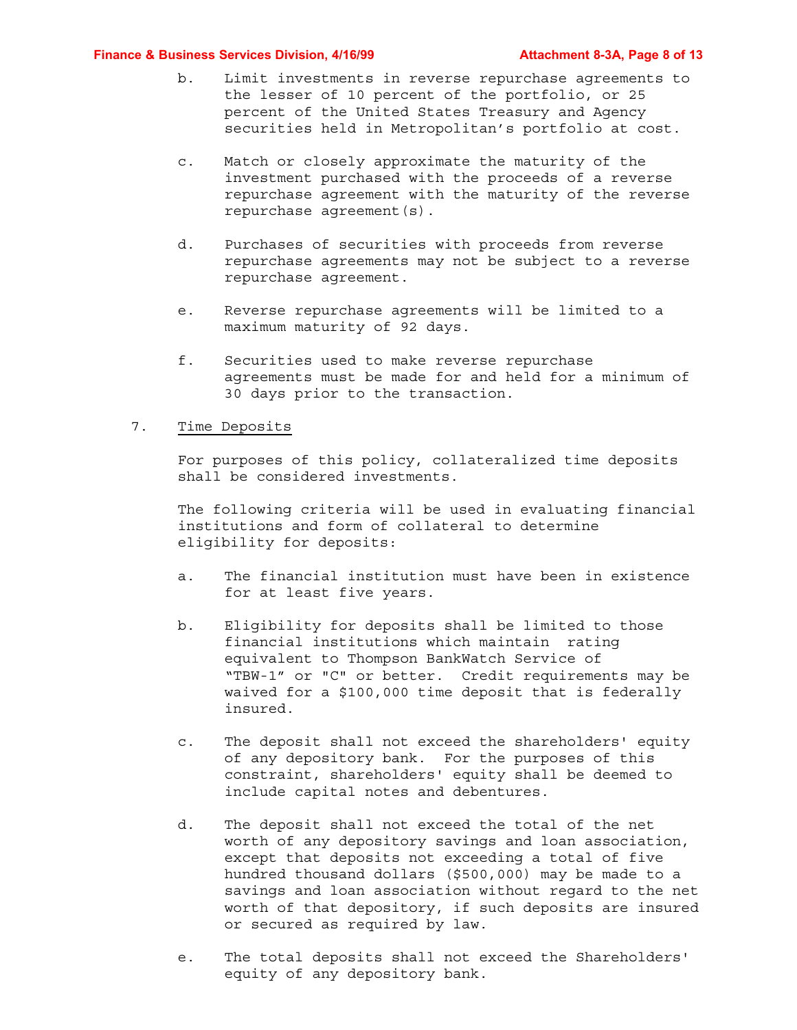b. Limit investments in reverse repurchase agreements to the lesser of 10 percent of the portfolio, or 25 percent of the United States Treasury and Agency securities held in Metropolitan's portfolio at cost.

c. Match or closely approximate the maturity of the investment purchased with the proceeds of a reverse repurchase agreement with the maturity of the reverse repurchase agreement(s).

d. Purchases of securities with proceeds from reverse repurchase agreements may not be subject to a reverse repurchase agreement.

e. Reverse repurchase agreements will be limited to a maximum maturity of 92 days.

f. Securities used to make reverse repurchase agreements must be made for and held for a minimum of 30 days prior to the transaction.

7. Time Deposits

For purposes of this policy, collateralized time deposits shall be considered investments.

The following criteria will be used in evaluating financial institutions and form of collateral to determine eligibility for deposits:

a. The financial institution must have been in existence for at least five years.

b. Eligibility for deposits shall be limited to those financial institutions which maintain rating equivalent to Thompson BankWatch Service of "TBW-1" or "C" or better. Credit requirements may be waived for a $100,000 time deposit that is federally insured.

c. The deposit shall not exceed the shareholders' equity of any depository bank. For the purposes of this constraint, shareholders' equity shall be deemed to include capital notes and debentures.

d. The deposit shall not exceed the total of the net worth of any depository savings and loan association, except that deposits not exceeding a total of five hundred thousand dollars ($500,000) may be made to a savings and loan association without regard to the net worth of that depository, if such deposits are insured or secured as required by law.

e. The total deposits shall not exceed the Shareholders' equity of any depository bank.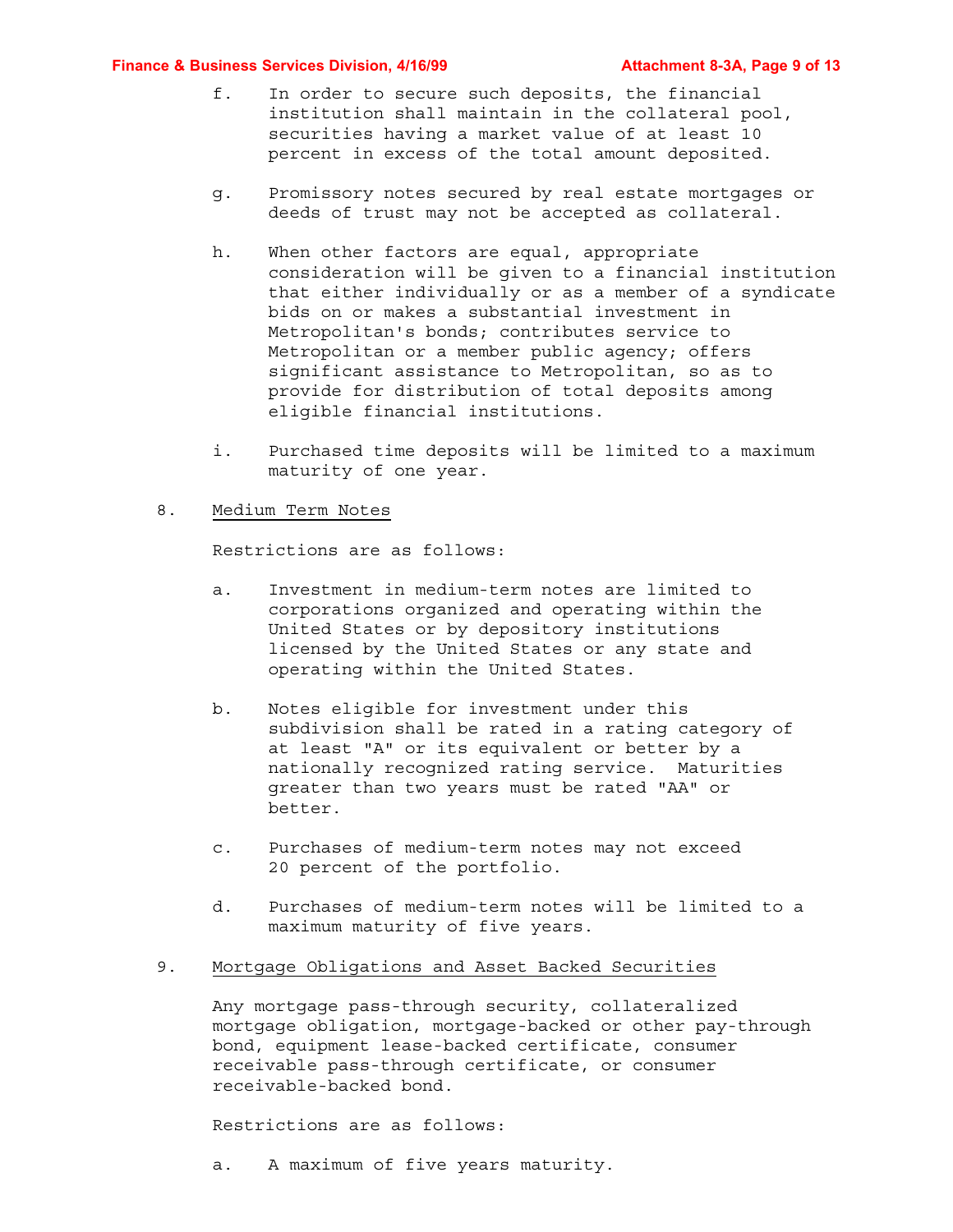f. In order to secure such deposits, the financial institution shall maintain in the collateral pool, securities having a market value of at least 10 percent in excess of the total amount deposited.

g. Promissory notes secured by real estate mortgages or deeds of trust may not be accepted as collateral.

h. When other factors are equal, appropriate consideration will be given to a financial institution that either individually or as a member of a syndicate bids on or makes a substantial investment in Metropolitan's bonds; contributes service to Metropolitan or a member public agency; offers significant assistance to Metropolitan, so as to provide for distribution of total deposits among eligible financial institutions.

i. Purchased time deposits will be limited to a maximum maturity of one year.

8. Medium Term Notes

Restrictions are as follows:

a. Investment in medium-term notes are limited to corporations organized and operating within the United States or by depository institutions licensed by the United States or any state and operating within the United States.

b. Notes eligible for investment under this subdivision shall be rated in a rating category of at least "A" or its equivalent or better by a nationally recognized rating service. Maturities greater than two years must be rated "AA" or better.

c. Purchases of medium-term notes may not exceed 20 percent of the portfolio.

d. Purchases of medium-term notes will be limited to a maximum maturity of five years.

9. Mortgage Obligations and Asset Backed Securities

Any mortgage pass-through security, collateralized mortgage obligation, mortgage-backed or other pay-through bond, equipment lease-backed certificate, consumer receivable pass-through certificate, or consumer receivable-backed bond.

Restrictions are as follows:

a. A maximum of five years maturity.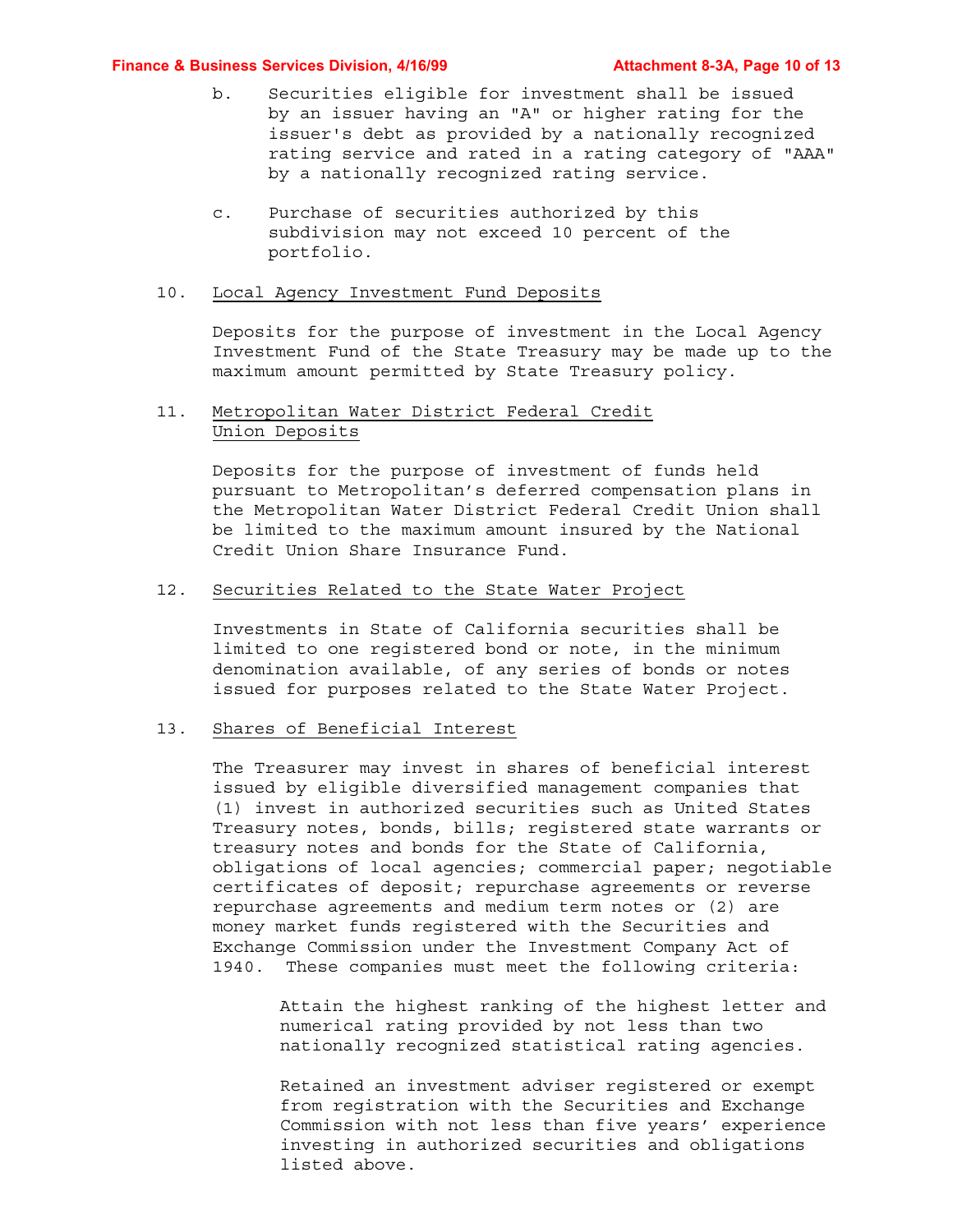b. Securities eligible for investment shall be issued by an issuer having an "A" or higher rating for the issuer's debt as provided by a nationally recognized rating service and rated in a rating category of "AAA" by a nationally recognized rating service.

c. Purchase of securities authorized by this subdivision may not exceed 10 percent of the portfolio.

10. <u>Local Agency Investment Fund Deposits</u>

Deposits for the purpose of investment in the Local Agency Investment Fund of the State Treasury may be made up to the maximum amount permitted by State Treasury policy.

11. <u>Metropolitan Water District Federal Credit Union Deposits</u>

Deposits for the purpose of investment of funds held pursuant to Metropolitan's deferred compensation plans in the Metropolitan Water District Federal Credit Union shall be limited to the maximum amount insured by the National Credit Union Share Insurance Fund.

12. <u>Securities Related to the State Water Project</u>

Investments in State of California securities shall be limited to one registered bond or note, in the minimum denomination available, of any series of bonds or notes issued for purposes related to the State Water Project.

13. <u>Shares of Beneficial Interest</u>

The Treasurer may invest in shares of beneficial interest issued by eligible diversified management companies that (1) invest in authorized securities such as United States Treasury notes, bonds, bills; registered state warrants or treasury notes and bonds for the State of California, obligations of local agencies; commercial paper; negotiable certificates of deposit; repurchase agreements or reverse repurchase agreements and medium term notes or (2) are money market funds registered with the Securities and Exchange Commission under the Investment Company Act of 1940. These companies must meet the following criteria:

Attain the highest ranking of the highest letter and numerical rating provided by not less than two nationally recognized statistical rating agencies.

Retained an investment adviser registered or exempt from registration with the Securities and Exchange Commission with not less than five years' experience investing in authorized securities and obligations listed above.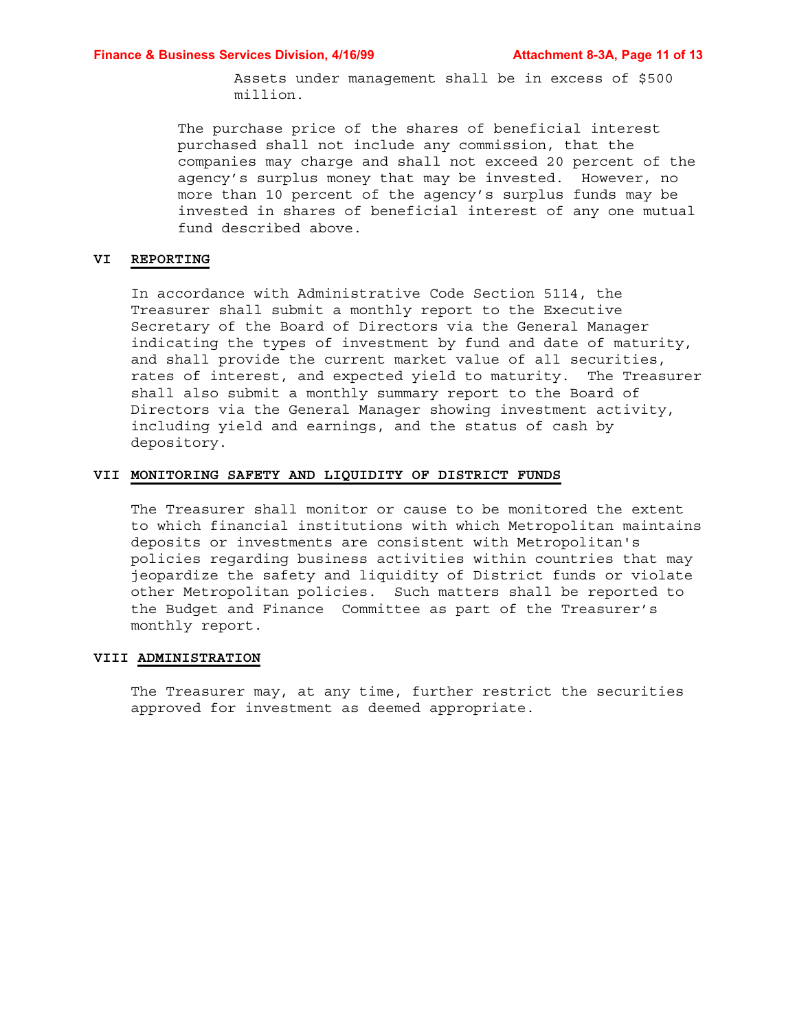Assets under management shall be in excess of $500 million.

The purchase price of the shares of beneficial interest purchased shall not include any commission, that the companies may charge and shall not exceed 20 percent of the agency's surplus money that may be invested. However, no more than 10 percent of the agency's surplus funds may be invested in shares of beneficial interest of any one mutual fund described above.

## VI REPORTING

In accordance with Administrative Code Section 5114, the Treasurer shall submit a monthly report to the Executive Secretary of the Board of Directors via the General Manager indicating the types of investment by fund and date of maturity, and shall provide the current market value of all securities, rates of interest, and expected yield to maturity. The Treasurer shall also submit a monthly summary report to the Board of Directors via the General Manager showing investment activity, including yield and earnings, and the status of cash by depository.

## VII MONITORING SAFETY AND LIQUIDITY OF DISTRICT FUNDS

The Treasurer shall monitor or cause to be monitored the extent to which financial institutions with which Metropolitan maintains deposits or investments are consistent with Metropolitan's policies regarding business activities within countries that may jeopardize the safety and liquidity of District funds or violate other Metropolitan policies. Such matters shall be reported to the Budget and Finance Committee as part of the Treasurer's monthly report.

## VIII ADMINISTRATION

The Treasurer may, at any time, further restrict the securities approved for investment as deemed appropriate.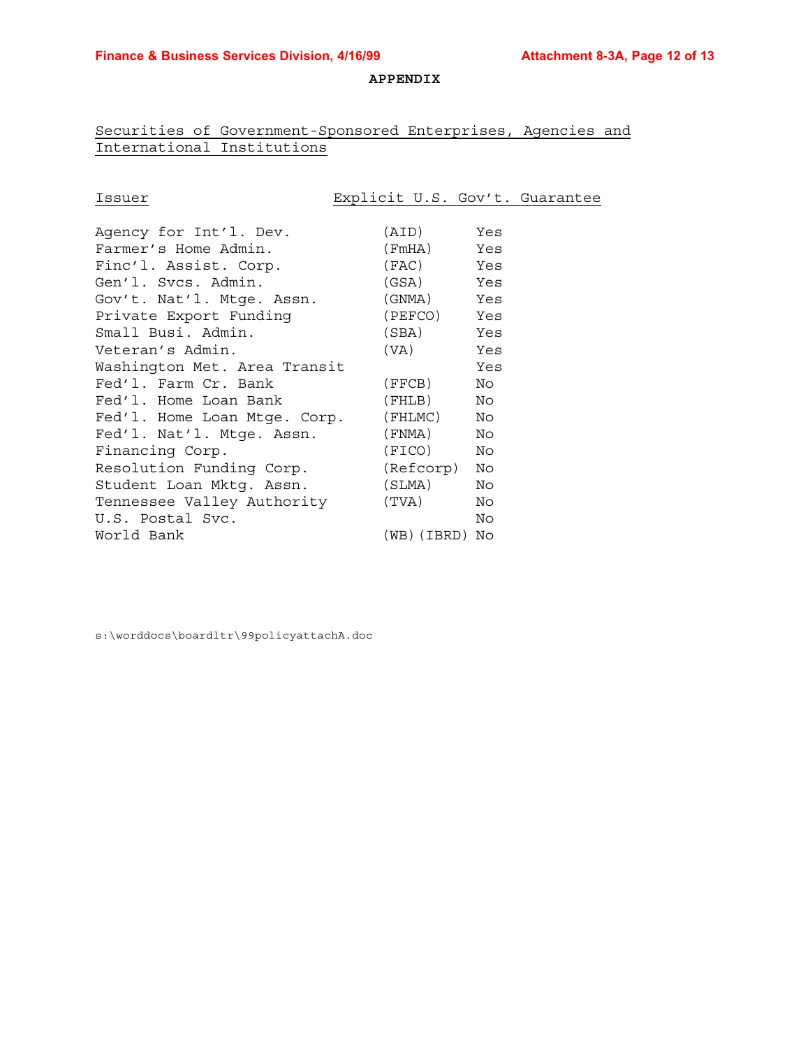**APPENDIX**

Securities of Government-Sponsored Enterprises, Agencies and International Institutions

| Issuer | | Explicit U.S. Gov't. Guarantee |
|---|---|---|
| Agency for Int'l. Dev. | (AID) | Yes |
| Farmer's Home Admin. | (FmHA) | Yes |
| Finc'l. Assist. Corp. | (FAC) | Yes |
| Gen'l. Svcs. Admin. | (GSA) | Yes |
| Gov't. Nat'l. Mtge. Assn. | (GNMA) | Yes |
| Private Export Funding | (PEFCO) | Yes |
| Small Busi. Admin. | (SBA) | Yes |
| Veteran's Admin. | (VA) | Yes |
| Washington Met. Area Transit | | Yes |
| Fed'l. Farm Cr. Bank | (FFCB) | No |
| Fed'l. Home Loan Bank | (FHLB) | No |
| Fed'l. Home Loan Mtge. Corp. | (FHLMC) | No |
| Fed'l. Nat'l. Mtge. Assn. | (FNMA) | No |
| Financing Corp. | (FICO) | No |
| Resolution Funding Corp. | (Refcorp) | No |
| Student Loan Mktg. Assn. | (SLMA) | No |
| Tennessee Valley Authority | (TVA) | No |
| U.S. Postal Svc. | | No |
| World Bank | (WB)(IBRD) | No |

s:\worddocs\boardltr\99policyattachA.doc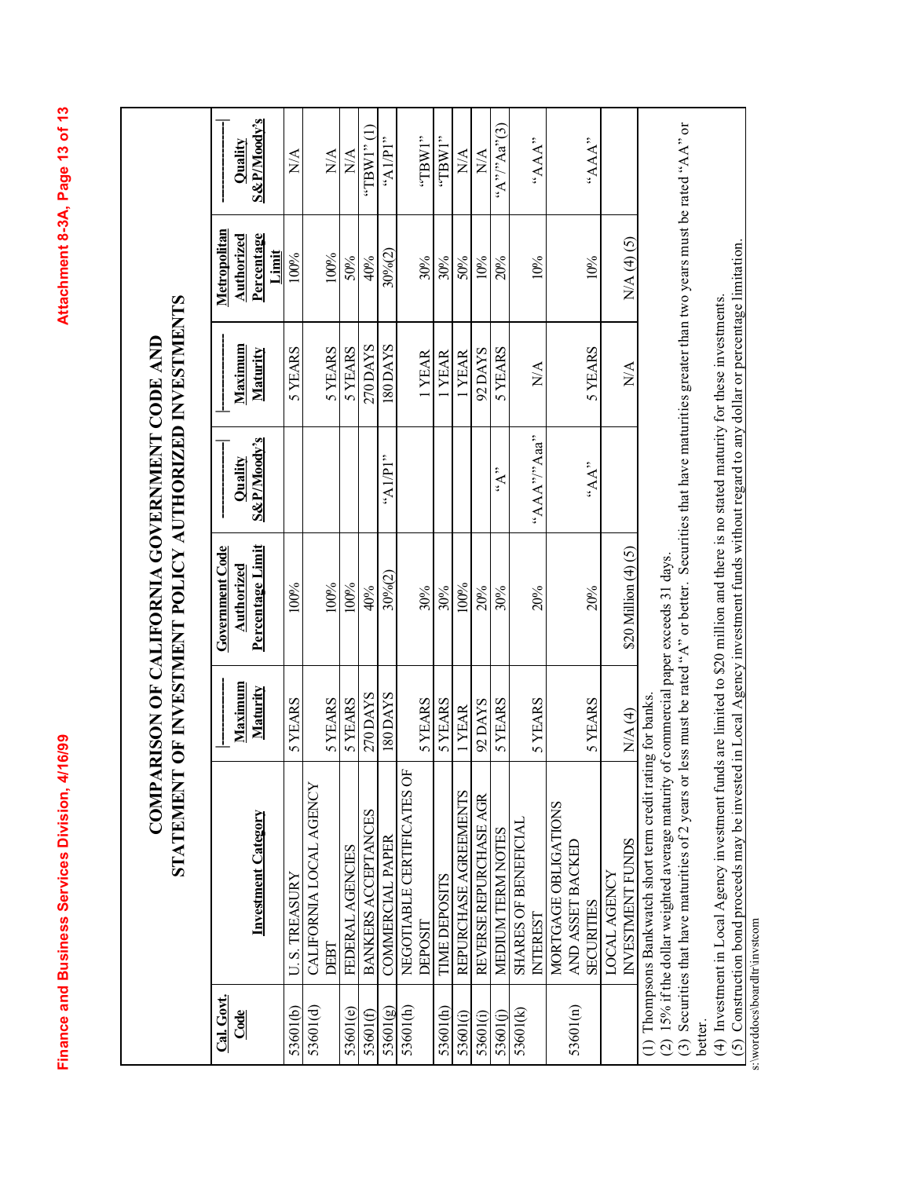# COMPARISON OF CALIFORNIA GOVERNMENT CODE AND STATEMENT OF INVESTMENT POLICY AUTHORIZED INVESTMENTS

| Cal. Govt. Code | Investment Category | Maximum Maturity | Government Code Authorized Percentage Limit | Quality S&P/Moody's | Maximum Maturity | Metropolitan Authorized Percentage Limit | Quality S&P/Moody's |
|---|---|---|---|---|---|---|---|
| 53601(b) | U.S. TREASURY | 5 YEARS | 100% | | 5 YEARS | 100% | N/A |
| 53601(d) | CALIFORNIA LOCAL AGENCY DEBT | 5 YEARS | 100% | | 5 YEARS | 100% | N/A |
| 53601(e) | FEDERAL AGENCIES | 5 YEARS | 100% | | 5 YEARS | 50% | N/A |
| 53601(f) | BANKERS ACCEPTANCES | 270 DAYS | 40% | | 270 DAYS | 40% | "TBW1" (1) |
| 53601(g) | COMMERCIAL PAPER | 180 DAYS | 30%(2) | "A1/P1" | 180 DAYS | 30%(2) | "A1/P1" |
| 53601(h) | NEGOTIABLE CERTIFICATES OF DEPOSIT | 5 YEARS | 30% | | 1 YEAR | 30% | "TBW1" |
| 53601(h) | TIME DEPOSITS | 5 YEARS | 30% | | 1 YEAR | 30% | "TBW1" |
| 53601(i) | REPURCHASE AGREEMENTS | 1 YEAR | 100% | | 1 YEAR | 50% | N/A |
| 53601(i) | REVERSE REPURCHASE AGR | 92 DAYS | 20% | | 92 DAYS | 10% | N/A |
| 53601(j) | MEDIUM TERM NOTES | 5 YEARS | 30% | "A" | 5 YEARS | 20% | "A"/"Aa"(3) |
| 53601(k) | SHARES OF BENEFICIAL INTEREST | 5 YEARS | 20% | "AAA"/"Aaa" | N/A | 10% | "AAA" |
| 53601(n) | MORTGAGE OBLIGATIONS AND ASSET BACKED SECURITIES | 5 YEARS | 20% | "AA" | 5 YEARS | 10% | "AAA" |
| | LOCAL AGENCY INVESTMENT FUNDS | N/A (4) | $20 Million (4) (5) | | N/A | N/A (4) (5) | |

(1) Thompsons Bankwatch short term credit rating for banks.
(2) 15% if the dollar weighted average maturity of commercial paper exceeds 31 days.
(3) Securities that have maturities of 2 years or less must be rated "A" or better. Securities that have maturities greater than two years must be rated "AA" or better.
(4) Investment in Local Agency investment funds are limited to $20 million and there is no stated maturity for these investments.
(5) Construction bond proceeds may be invested in Local Agency investment funds without regard to any dollar or percentage limitation.

s:\worddocs\boardltr\invstcom